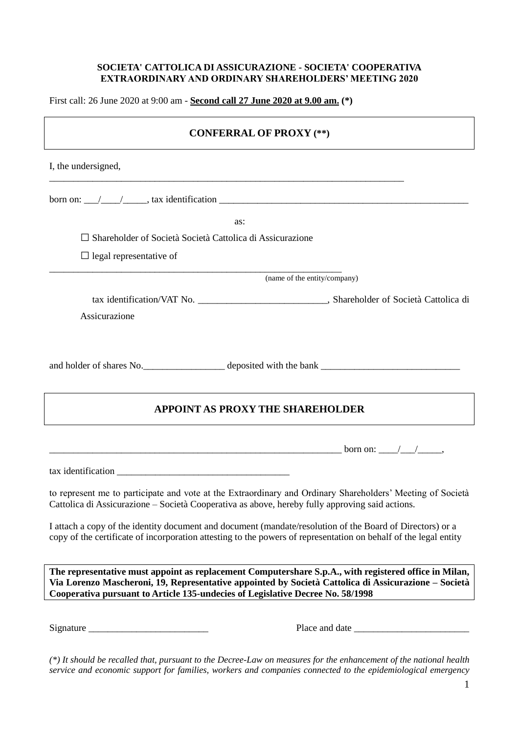**SOCIETA' CATTOLICA DI ASSICURAZIONE - SOCIETA' COOPERATIVA**
**EXTRAORDINARY AND ORDINARY SHAREHOLDERS' MEETING 2020**

First call: 26 June 2020 at 9:00 am - **Second call 27 June 2020 at 9.00 am. (*)**

## CONFERRAL OF PROXY (**)

I, the undersigned,

_____________________________________________________________________________

born on: ___/____/_____, tax identification ___________________________________________________

as:

☐ Shareholder of Società Società Cattolica di Assicurazione

☐ legal representative of

_______________________________________________________________
(name of the entity/company)

tax identification/VAT No. __________________________, Shareholder of Società Cattolica di Assicurazione

and holder of shares No._________________ deposited with the bank ____________________________

## APPOINT AS PROXY THE SHAREHOLDER

______________________________________________________________ born on: ____/___/_____,

tax identification ____________________________________

to represent me to participate and vote at the Extraordinary and Ordinary Shareholders' Meeting of Società Cattolica di Assicurazione – Società Cooperativa as above, hereby fully approving said actions.

I attach a copy of the identity document and document (mandate/resolution of the Board of Directors) or a copy of the certificate of incorporation attesting to the powers of representation on behalf of the legal entity

**The representative must appoint as replacement Computershare S.p.A., with registered office in Milan, Via Lorenzo Mascheroni, 19, Representative appointed by Società Cattolica di Assicurazione – Società Cooperativa pursuant to Article 135-undecies of Legislative Decree No. 58/1998**

Signature _________________________ Place and date ________________________

*(*) It should be recalled that, pursuant to the Decree-Law on measures for the enhancement of the national health service and economic support for families, workers and companies connected to the epidemiological emergency*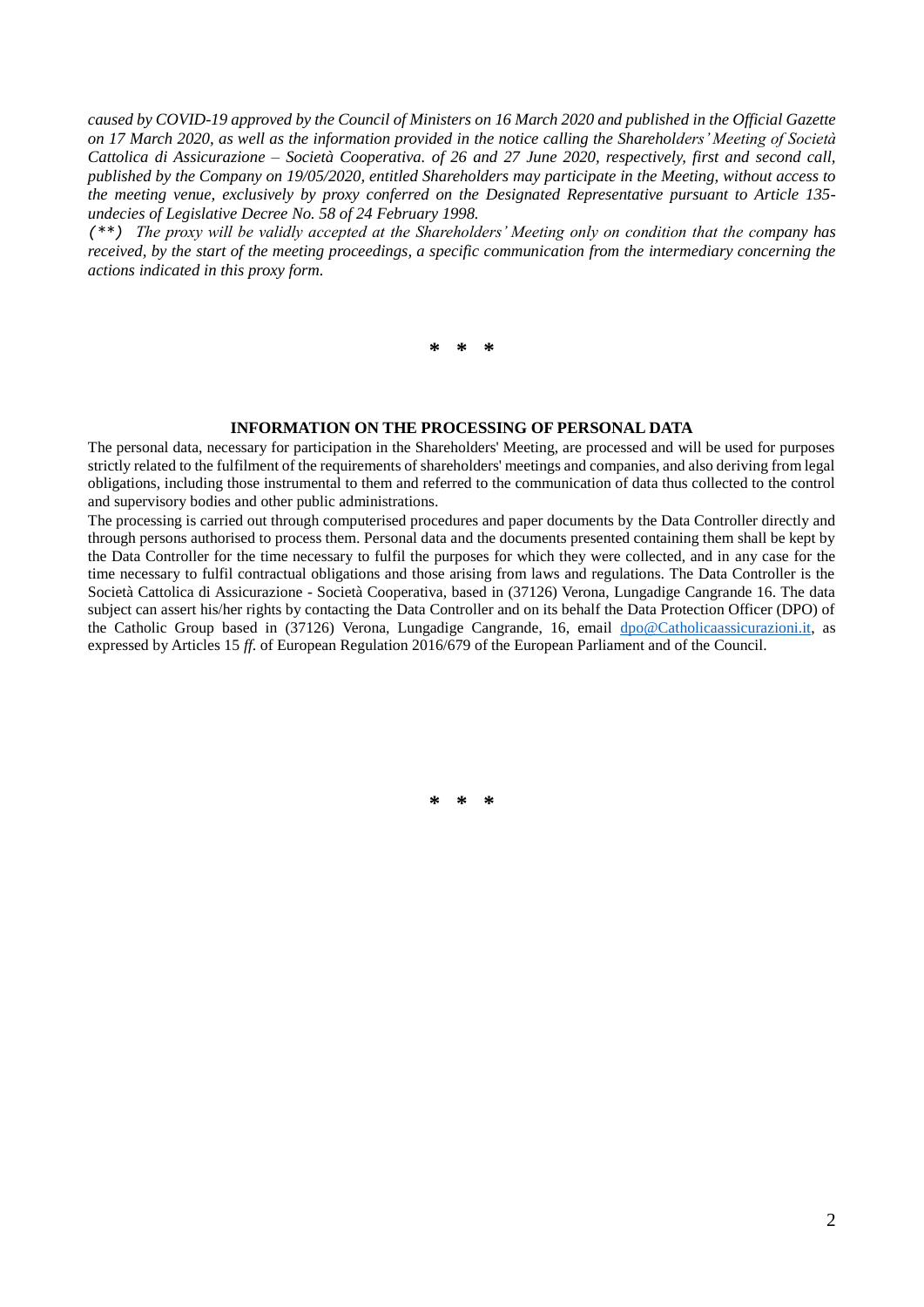*caused by COVID-19 approved by the Council of Ministers on 16 March 2020 and published in the Official Gazette on 17 March 2020, as well as the information provided in the notice calling the Shareholders' Meeting of Società Cattolica di Assicurazione – Società Cooperativa. of 26 and 27 June 2020, respectively, first and second call, published by the Company on 19/05/2020, entitled Shareholders may participate in the Meeting, without access to the meeting venue, exclusively by proxy conferred on the Designated Representative pursuant to Article 135-undecies of Legislative Decree No. 58 of 24 February 1998.*

*(**) The proxy will be validly accepted at the Shareholders' Meeting only on condition that the company has received, by the start of the meeting proceedings, a specific communication from the intermediary concerning the actions indicated in this proxy form.*

\* \* \*

**INFORMATION ON THE PROCESSING OF PERSONAL DATA**

The personal data, necessary for participation in the Shareholders' Meeting, are processed and will be used for purposes strictly related to the fulfilment of the requirements of shareholders' meetings and companies, and also deriving from legal obligations, including those instrumental to them and referred to the communication of data thus collected to the control and supervisory bodies and other public administrations.

The processing is carried out through computerised procedures and paper documents by the Data Controller directly and through persons authorised to process them. Personal data and the documents presented containing them shall be kept by the Data Controller for the time necessary to fulfil the purposes for which they were collected, and in any case for the time necessary to fulfil contractual obligations and those arising from laws and regulations. The Data Controller is the Società Cattolica di Assicurazione - Società Cooperativa, based in (37126) Verona, Lungadige Cangrande 16. The data subject can assert his/her rights by contacting the Data Controller and on its behalf the Data Protection Officer (DPO) of the Catholic Group based in (37126) Verona, Lungadige Cangrande, 16, email dpo@Catholicaassicurazioni.it, as expressed by Articles 15 *ff.* of European Regulation 2016/679 of the European Parliament and of the Council.

\* \* \*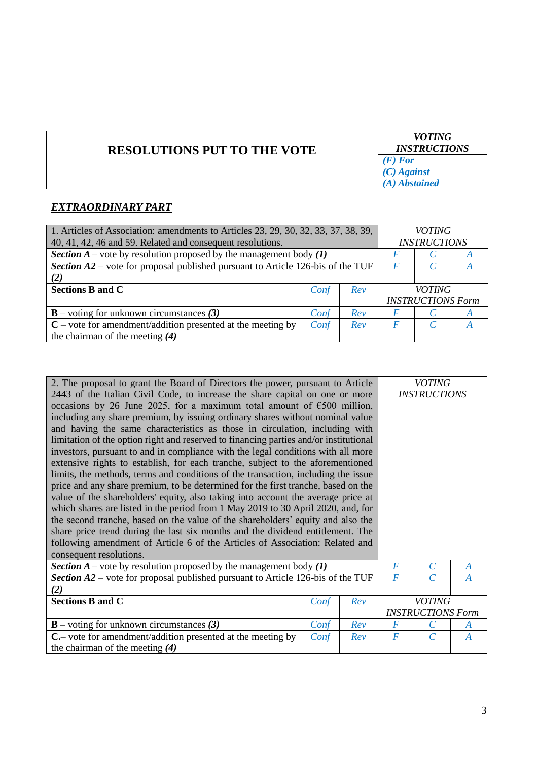| RESOLUTIONS PUT TO THE VOTE | *VOTING INSTRUCTIONS*<br>***(F) For***<br>***(C) Against***<br>***(A) Abstained*** |
|---|---|

## *EXTRAORDINARY PART*

| 1. Articles of Association: amendments to Articles 23, 29, 30, 32, 33, 37, 38, 39, 40, 41, 42, 46 and 59. Related and consequent resolutions. | | | *VOTING INSTRUCTIONS* | | |
|---|---|---|---|---|---|
| ***Section A*** – vote by resolution proposed by the management body ***(1)*** | | | *F* | *C* | *A* |
| ***Section A2*** – vote for proposal published pursuant to Article 126-bis of the TUF ***(2)*** | | | *F* | *C* | *A* |
| **Sections B and C** | *Conf* | *Rev* | *VOTING INSTRUCTIONS Form* | | |
| **B** – voting for unknown circumstances ***(3)*** | *Conf* | *Rev* | *F* | *C* | *A* |
| **C** – vote for amendment/addition presented at the meeting by the chairman of the meeting ***(4)*** | *Conf* | *Rev* | *F* | *C* | *A* |

| 2. The proposal to grant the Board of Directors the power, pursuant to Article 2443 of the Italian Civil Code, to increase the share capital on one or more occasions by 26 June 2025, for a maximum total amount of €500 million, including any share premium, by issuing ordinary shares without nominal value and having the same characteristics as those in circulation, including with limitation of the option right and reserved to financing parties and/or institutional investors, pursuant to and in compliance with the legal conditions with all more extensive rights to establish, for each tranche, subject to the aforementioned limits, the methods, terms and conditions of the transaction, including the issue price and any share premium, to be determined for the first tranche, based on the value of the shareholders' equity, also taking into account the average price at which shares are listed in the period from 1 May 2019 to 30 April 2020, and, for the second tranche, based on the value of the shareholders' equity and also the share price trend during the last six months and the dividend entitlement. The following amendment of Article 6 of the Articles of Association: Related and consequent resolutions. | | | *VOTING INSTRUCTIONS* | | |
|---|---|---|---|---|---|
| ***Section A*** – vote by resolution proposed by the management body ***(1)*** | | | *F* | *C* | *A* |
| ***Section A2*** – vote for proposal published pursuant to Article 126-bis of the TUF ***(2)*** | | | *F* | *C* | *A* |
| **Sections B and C** | *Conf* | *Rev* | *VOTING INSTRUCTIONS Form* | | |
| **B** – voting for unknown circumstances ***(3)*** | *Conf* | *Rev* | *F* | *C* | *A* |
| **C.**– vote for amendment/addition presented at the meeting by the chairman of the meeting ***(4)*** | *Conf* | *Rev* | *F* | *C* | *A* |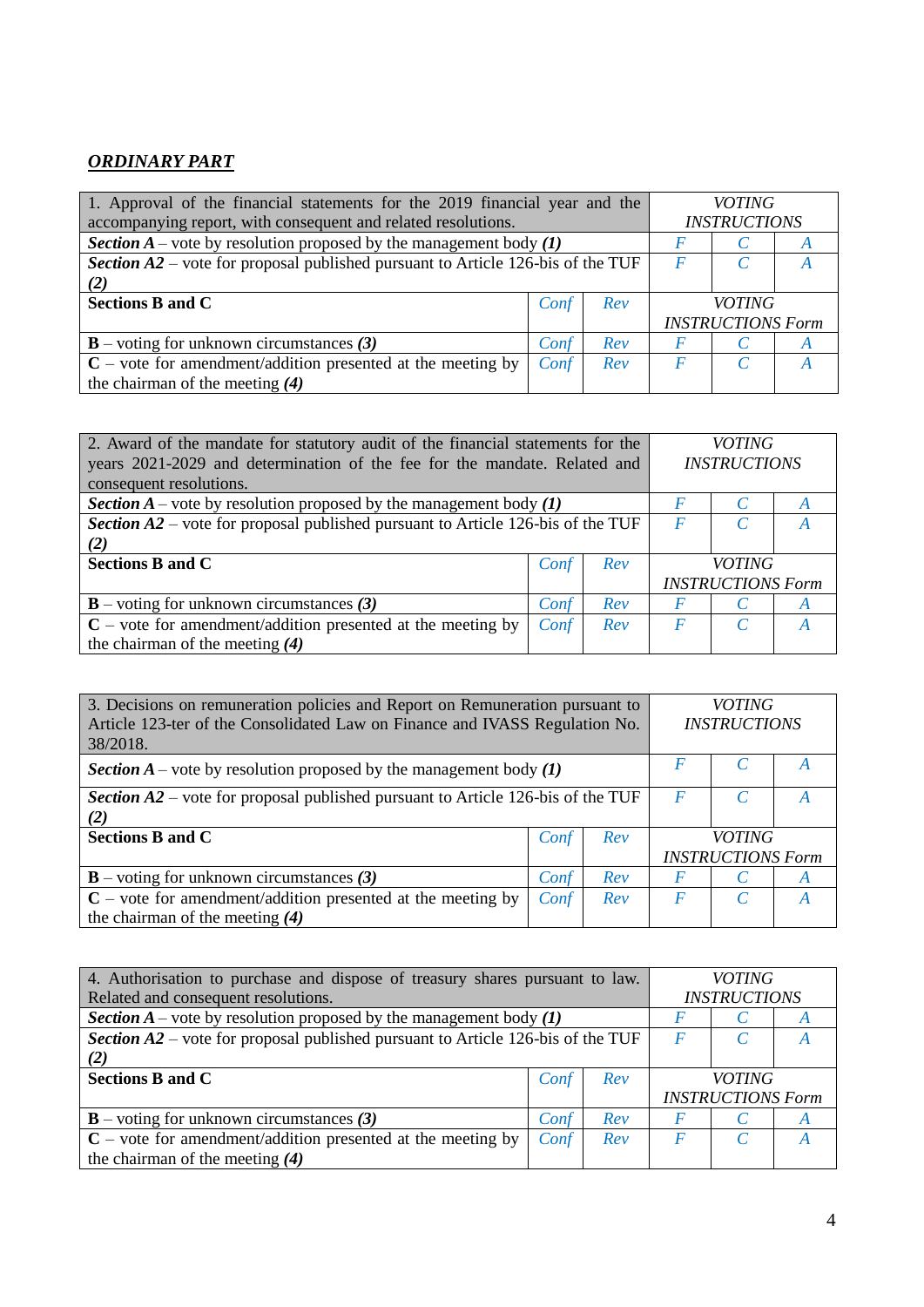## ***ORDINARY PART***

| 1. Approval of the financial statements for the 2019 financial year and the accompanying report, with consequent and related resolutions. | | | *VOTING INSTRUCTIONS* | | |
|---|---|---|---|---|---|
| ***Section A*** – vote by resolution proposed by the management body ***(1)*** | | | *F* | *C* | *A* |
| ***Section A2*** – vote for proposal published pursuant to Article 126-bis of the TUF ***(2)*** | | | *F* | *C* | *A* |
| **Sections B and C** | *Conf* | *Rev* | *VOTING INSTRUCTIONS Form* | | |
| **B** – voting for unknown circumstances ***(3)*** | *Conf* | *Rev* | *F* | *C* | *A* |
| **C** – vote for amendment/addition presented at the meeting by the chairman of the meeting ***(4)*** | *Conf* | *Rev* | *F* | *C* | *A* |

| 2. Award of the mandate for statutory audit of the financial statements for the years 2021-2029 and determination of the fee for the mandate. Related and consequent resolutions. | | | *VOTING INSTRUCTIONS* | | |
|---|---|---|---|---|---|
| ***Section A*** – vote by resolution proposed by the management body ***(1)*** | | | *F* | *C* | *A* |
| ***Section A2*** – vote for proposal published pursuant to Article 126-bis of the TUF ***(2)*** | | | *F* | *C* | *A* |
| **Sections B and C** | *Conf* | *Rev* | *VOTING INSTRUCTIONS Form* | | |
| **B** – voting for unknown circumstances ***(3)*** | *Conf* | *Rev* | *F* | *C* | *A* |
| **C** – vote for amendment/addition presented at the meeting by the chairman of the meeting ***(4)*** | *Conf* | *Rev* | *F* | *C* | *A* |

| 3. Decisions on remuneration policies and Report on Remuneration pursuant to Article 123-ter of the Consolidated Law on Finance and IVASS Regulation No. 38/2018. | | | *VOTING INSTRUCTIONS* | | |
|---|---|---|---|---|---|
| ***Section A*** – vote by resolution proposed by the management body ***(1)*** | | | *F* | *C* | *A* |
| ***Section A2*** – vote for proposal published pursuant to Article 126-bis of the TUF ***(2)*** | | | *F* | *C* | *A* |
| **Sections B and C** | *Conf* | *Rev* | *VOTING INSTRUCTIONS Form* | | |
| **B** – voting for unknown circumstances ***(3)*** | *Conf* | *Rev* | *F* | *C* | *A* |
| **C** – vote for amendment/addition presented at the meeting by the chairman of the meeting ***(4)*** | *Conf* | *Rev* | *F* | *C* | *A* |

| 4. Authorisation to purchase and dispose of treasury shares pursuant to law. Related and consequent resolutions. | | | *VOTING INSTRUCTIONS* | | |
|---|---|---|---|---|---|
| ***Section A*** – vote by resolution proposed by the management body ***(1)*** | | | *F* | *C* | *A* |
| ***Section A2*** – vote for proposal published pursuant to Article 126-bis of the TUF ***(2)*** | | | *F* | *C* | *A* |
| **Sections B and C** | *Conf* | *Rev* | *VOTING INSTRUCTIONS Form* | | |
| **B** – voting for unknown circumstances ***(3)*** | *Conf* | *Rev* | *F* | *C* | *A* |
| **C** – vote for amendment/addition presented at the meeting by the chairman of the meeting ***(4)*** | *Conf* | *Rev* | *F* | *C* | *A* |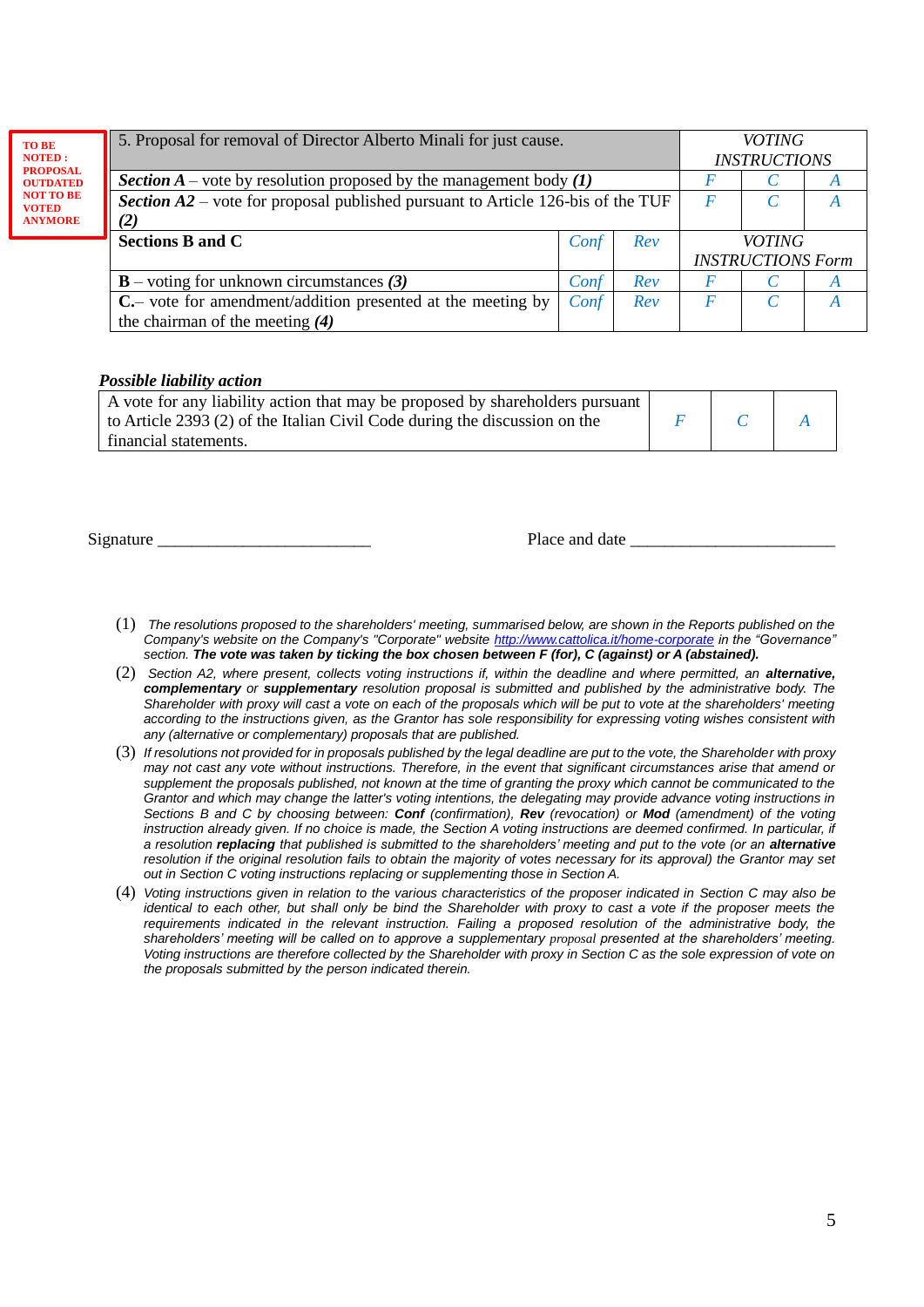**TO BE NOTED : PROPOSAL OUTDATED NOT TO BE VOTED ANYMORE**

| 5. Proposal for removal of Director Alberto Minali for just cause. | | | *VOTING INSTRUCTIONS* | | |
|---|---|---|---|---|---|
| ***Section A*** – vote by resolution proposed by the management body ***(1)*** | | | *F* | *C* | *A* |
| ***Section A2*** – vote for proposal published pursuant to Article 126-bis of the TUF ***(2)*** | | | *F* | *C* | *A* |
| **Sections B and C** | *Conf* | *Rev* | *VOTING INSTRUCTIONS Form* | | |
| **B** – voting for unknown circumstances ***(3)*** | *Conf* | *Rev* | *F* | *C* | *A* |
| **C.**– vote for amendment/addition presented at the meeting by the chairman of the meeting ***(4)*** | *Conf* | *Rev* | *F* | *C* | *A* |

***Possible liability action***

| | | | |
|---|---|---|---|
| A vote for any liability action that may be proposed by shareholders pursuant to Article 2393 (2) of the Italian Civil Code during the discussion on the financial statements. | *F* | *C* | *A* |

Signature ________________________     Place and date ________________________

(1) *The resolutions proposed to the shareholders' meeting, summarised below, are shown in the Reports published on the Company's website on the Company's "Corporate" website [http://www.cattolica.it/home-corporate](http://www.cattolica.it/home-corporate) in the "Governance" section.* ***The vote was taken by ticking the box chosen between F (for), C (against) or A (abstained).***

(2) *Section A2, where present, collects voting instructions if, within the deadline and where permitted, an* ***alternative, complementary*** *or* ***supplementary*** *resolution proposal is submitted and published by the administrative body. The Shareholder with proxy will cast a vote on each of the proposals which will be put to vote at the shareholders' meeting according to the instructions given, as the Grantor has sole responsibility for expressing voting wishes consistent with any (alternative or complementary) proposals that are published.*

(3) *If resolutions not provided for in proposals published by the legal deadline are put to the vote, the Shareholder with proxy may not cast any vote without instructions. Therefore, in the event that significant circumstances arise that amend or supplement the proposals published, not known at the time of granting the proxy which cannot be communicated to the Grantor and which may change the latter's voting intentions, the delegating may provide advance voting instructions in Sections B and C by choosing between:* ***Conf*** *(confirmation),* ***Rev*** *(revocation) or* ***Mod*** *(amendment) of the voting instruction already given. If no choice is made, the Section A voting instructions are deemed confirmed. In particular, if a resolution* ***replacing*** *that published is submitted to the shareholders' meeting and put to the vote (or an* ***alternative*** *resolution if the original resolution fails to obtain the majority of votes necessary for its approval) the Grantor may set out in Section C voting instructions replacing or supplementing those in Section A.*

(4) *Voting instructions given in relation to the various characteristics of the proposer indicated in Section C may also be identical to each other, but shall only be bind the Shareholder with proxy to cast a vote if the proposer meets the requirements indicated in the relevant instruction. Failing a proposed resolution of the administrative body, the shareholders' meeting will be called on to approve a supplementary proposal presented at the shareholders' meeting. Voting instructions are therefore collected by the Shareholder with proxy in Section C as the sole expression of vote on the proposals submitted by the person indicated therein.*